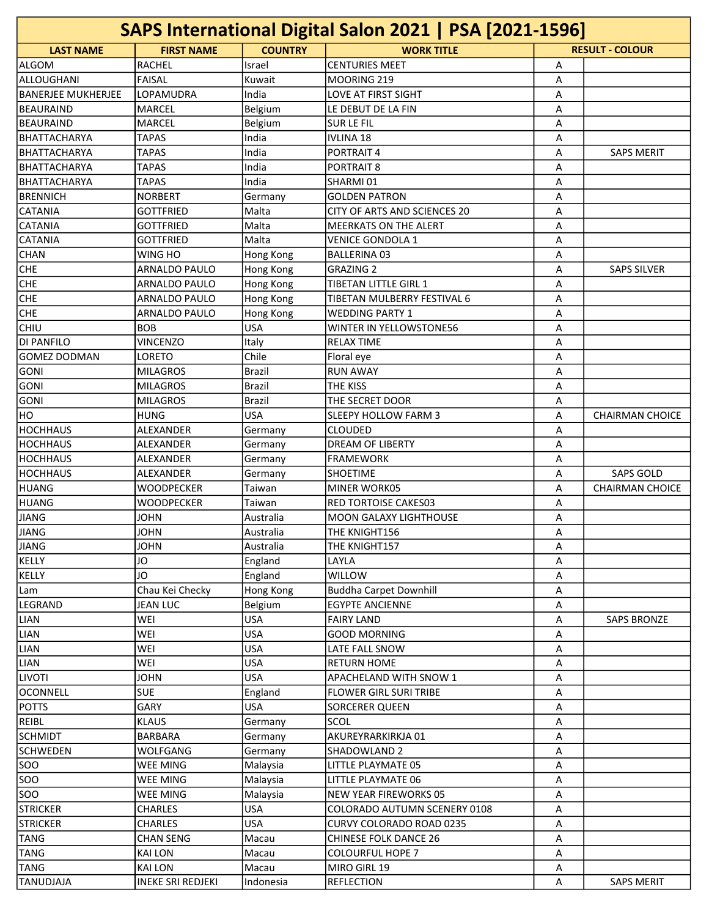# SAPS International Digital Salon 2021 | PSA [2021-1596]

| LAST NAME | FIRST NAME | COUNTRY | WORK TITLE | RESULT - COLOUR | |
|---|---|---|---|---|---|
| ALGOM | RACHEL | Israel | CENTURIES MEET | A | |
| ALLOUGHANI | FAISAL | Kuwait | MOORING 219 | A | |
| BANERJEE MUKHERJEE | LOPAMUDRA | India | LOVE AT FIRST SIGHT | A | |
| BEAURAIND | MARCEL | Belgium | LE DEBUT DE LA FIN | A | |
| BEAURAIND | MARCEL | Belgium | SUR LE FIL | A | |
| BHATTACHARYA | TAPAS | India | IVLINA 18 | A | |
| BHATTACHARYA | TAPAS | India | PORTRAIT 4 | A | SAPS MERIT |
| BHATTACHARYA | TAPAS | India | PORTRAIT 8 | A | |
| BHATTACHARYA | TAPAS | India | SHARMI 01 | A | |
| BRENNICH | NORBERT | Germany | GOLDEN PATRON | A | |
| CATANIA | GOTTFRIED | Malta | CITY OF ARTS AND SCIENCES 20 | A | |
| CATANIA | GOTTFRIED | Malta | MEERKATS ON THE ALERT | A | |
| CATANIA | GOTTFRIED | Malta | VENICE GONDOLA 1 | A | |
| CHAN | WING HO | Hong Kong | BALLERINA 03 | A | |
| CHE | ARNALDO PAULO | Hong Kong | GRAZING 2 | A | SAPS SILVER |
| CHE | ARNALDO PAULO | Hong Kong | TIBETAN LITTLE GIRL 1 | A | |
| CHE | ARNALDO PAULO | Hong Kong | TIBETAN MULBERRY FESTIVAL 6 | A | |
| CHE | ARNALDO PAULO | Hong Kong | WEDDING PARTY 1 | A | |
| CHIU | BOB | USA | WINTER IN YELLOWSTONE56 | A | |
| DI PANFILO | VINCENZO | Italy | RELAX TIME | A | |
| GOMEZ DODMAN | LORETO | Chile | Floral eye | A | |
| GONI | MILAGROS | Brazil | RUN AWAY | A | |
| GONI | MILAGROS | Brazil | THE KISS | A | |
| GONI | MILAGROS | Brazil | THE SECRET DOOR | A | |
| HO | HUNG | USA | SLEEPY HOLLOW FARM 3 | A | CHAIRMAN CHOICE |
| HOCHHAUS | ALEXANDER | Germany | CLOUDED | A | |
| HOCHHAUS | ALEXANDER | Germany | DREAM OF LIBERTY | A | |
| HOCHHAUS | ALEXANDER | Germany | FRAMEWORK | A | |
| HOCHHAUS | ALEXANDER | Germany | SHOETIME | A | SAPS GOLD |
| HUANG | WOODPECKER | Taiwan | MINER WORK05 | A | CHAIRMAN CHOICE |
| HUANG | WOODPECKER | Taiwan | RED TORTOISE CAKES03 | A | |
| JIANG | JOHN | Australia | MOON GALAXY LIGHTHOUSE | A | |
| JIANG | JOHN | Australia | THE KNIGHT156 | A | |
| JIANG | JOHN | Australia | THE KNIGHT157 | A | |
| KELLY | JO | England | LAYLA | A | |
| KELLY | JO | England | WILLOW | A | |
| Lam | Chau Kei Checky | Hong Kong | Buddha Carpet Downhill | A | |
| LEGRAND | JEAN LUC | Belgium | EGYPTE ANCIENNE | A | |
| LIAN | WEI | USA | FAIRY LAND | A | SAPS BRONZE |
| LIAN | WEI | USA | GOOD MORNING | A | |
| LIAN | WEI | USA | LATE FALL SNOW | A | |
| LIAN | WEI | USA | RETURN HOME | A | |
| LIVOTI | JOHN | USA | APACHELAND WITH SNOW 1 | A | |
| OCONNELL | SUE | England | FLOWER GIRL SURI TRIBE | A | |
| POTTS | GARY | USA | SORCERER QUEEN | A | |
| REIBL | KLAUS | Germany | SCOL | A | |
| SCHMIDT | BARBARA | Germany | AKUREYRARKIRKJA 01 | A | |
| SCHWEDEN | WOLFGANG | Germany | SHADOWLAND 2 | A | |
| SOO | WEE MING | Malaysia | LITTLE PLAYMATE 05 | A | |
| SOO | WEE MING | Malaysia | LITTLE PLAYMATE 06 | A | |
| SOO | WEE MING | Malaysia | NEW YEAR FIREWORKS 05 | A | |
| STRICKER | CHARLES | USA | COLORADO AUTUMN SCENERY 0108 | A | |
| STRICKER | CHARLES | USA | CURVY COLORADO ROAD 0235 | A | |
| TANG | CHAN SENG | Macau | CHINESE FOLK DANCE 26 | A | |
| TANG | KAI LON | Macau | COLOURFUL HOPE 7 | A | |
| TANG | KAI LON | Macau | MIRO GIRL 19 | A | |
| TANUDJAJA | INEKE SRI REDJEKI | Indonesia | REFLECTION | A | SAPS MERIT |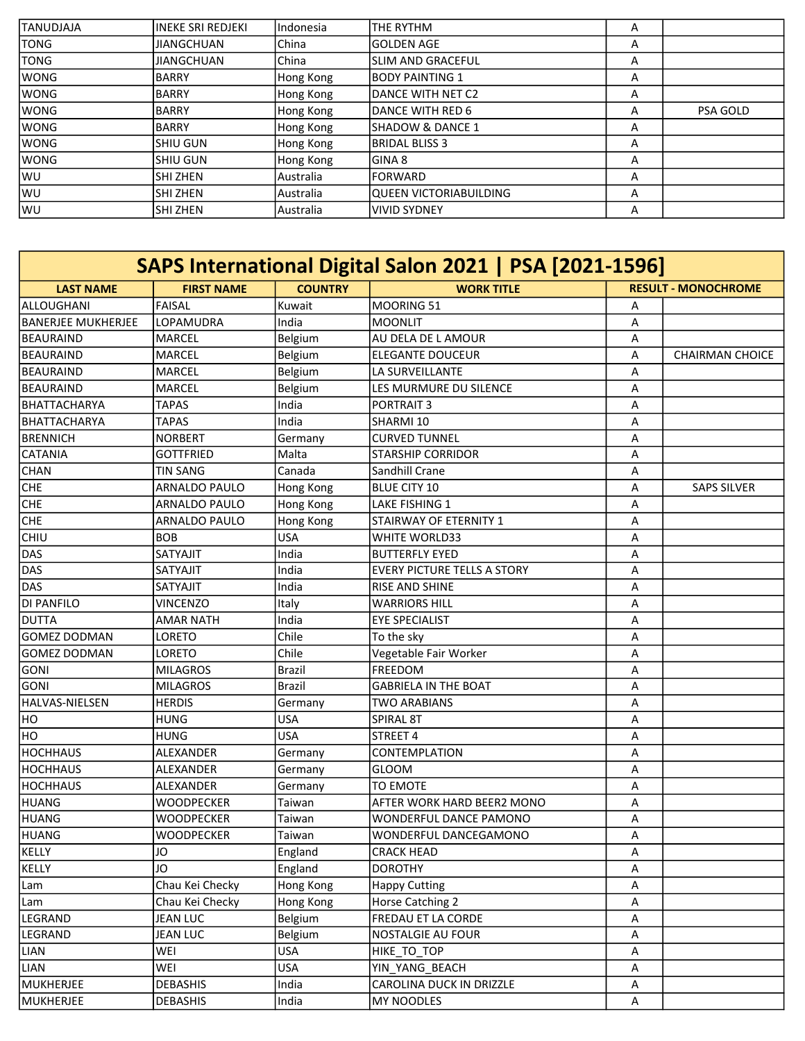| | | | | | |
|---|---|---|---|---|---|
| TANUDJAJA | INEKE SRI REDJEKI | Indonesia | THE RYTHM | A | |
| TONG | JIANGCHUAN | China | GOLDEN AGE | A | |
| TONG | JIANGCHUAN | China | SLIM AND GRACEFUL | A | |
| WONG | BARRY | Hong Kong | BODY PAINTING 1 | A | |
| WONG | BARRY | Hong Kong | DANCE WITH NET C2 | A | |
| WONG | BARRY | Hong Kong | DANCE WITH RED 6 | A | PSA GOLD |
| WONG | BARRY | Hong Kong | SHADOW & DANCE 1 | A | |
| WONG | SHIU GUN | Hong Kong | BRIDAL BLISS 3 | A | |
| WONG | SHIU GUN | Hong Kong | GINA 8 | A | |
| WU | SHI ZHEN | Australia | FORWARD | A | |
| WU | SHI ZHEN | Australia | QUEEN VICTORIABUILDING | A | |
| WU | SHI ZHEN | Australia | VIVID SYDNEY | A | |

## SAPS International Digital Salon 2021 | PSA [2021-1596]

| LAST NAME | FIRST NAME | COUNTRY | WORK TITLE | RESULT - MONOCHROME | |
|---|---|---|---|---|---|
| ALLOUGHANI | FAISAL | Kuwait | MOORING 51 | A | |
| BANERJEE MUKHERJEE | LOPAMUDRA | India | MOONLIT | A | |
| BEAURAIND | MARCEL | Belgium | AU DELA DE L AMOUR | A | |
| BEAURAIND | MARCEL | Belgium | ELEGANTE DOUCEUR | A | CHAIRMAN CHOICE |
| BEAURAIND | MARCEL | Belgium | LA SURVEILLANTE | A | |
| BEAURAIND | MARCEL | Belgium | LES MURMURE DU SILENCE | A | |
| BHATTACHARYA | TAPAS | India | PORTRAIT 3 | A | |
| BHATTACHARYA | TAPAS | India | SHARMI 10 | A | |
| BRENNICH | NORBERT | Germany | CURVED TUNNEL | A | |
| CATANIA | GOTTFRIED | Malta | STARSHIP CORRIDOR | A | |
| CHAN | TIN SANG | Canada | Sandhill Crane | A | |
| CHE | ARNALDO PAULO | Hong Kong | BLUE CITY 10 | A | SAPS SILVER |
| CHE | ARNALDO PAULO | Hong Kong | LAKE FISHING 1 | A | |
| CHE | ARNALDO PAULO | Hong Kong | STAIRWAY OF ETERNITY 1 | A | |
| CHIU | BOB | USA | WHITE WORLD33 | A | |
| DAS | SATYAJIT | India | BUTTERFLY EYED | A | |
| DAS | SATYAJIT | India | EVERY PICTURE TELLS A STORY | A | |
| DAS | SATYAJIT | India | RISE AND SHINE | A | |
| DI PANFILO | VINCENZO | Italy | WARRIORS HILL | A | |
| DUTTA | AMAR NATH | India | EYE SPECIALIST | A | |
| GOMEZ DODMAN | LORETO | Chile | To the sky | A | |
| GOMEZ DODMAN | LORETO | Chile | Vegetable Fair Worker | A | |
| GONI | MILAGROS | Brazil | FREEDOM | A | |
| GONI | MILAGROS | Brazil | GABRIELA IN THE BOAT | A | |
| HALVAS-NIELSEN | HERDIS | Germany | TWO ARABIANS | A | |
| HO | HUNG | USA | SPIRAL 8T | A | |
| HO | HUNG | USA | STREET 4 | A | |
| HOCHHAUS | ALEXANDER | Germany | CONTEMPLATION | A | |
| HOCHHAUS | ALEXANDER | Germany | GLOOM | A | |
| HOCHHAUS | ALEXANDER | Germany | TO EMOTE | A | |
| HUANG | WOODPECKER | Taiwan | AFTER WORK HARD BEER2 MONO | A | |
| HUANG | WOODPECKER | Taiwan | WONDERFUL DANCE PAMONO | A | |
| HUANG | WOODPECKER | Taiwan | WONDERFUL DANCEGAMONO | A | |
| KELLY | JO | England | CRACK HEAD | A | |
| KELLY | JO | England | DOROTHY | A | |
| Lam | Chau Kei Checky | Hong Kong | Happy Cutting | A | |
| Lam | Chau Kei Checky | Hong Kong | Horse Catching 2 | A | |
| LEGRAND | JEAN LUC | Belgium | FREDAU ET LA CORDE | A | |
| LEGRAND | JEAN LUC | Belgium | NOSTALGIE AU FOUR | A | |
| LIAN | WEI | USA | HIKE_TO_TOP | A | |
| LIAN | WEI | USA | YIN_YANG_BEACH | A | |
| MUKHERJEE | DEBASHIS | India | CAROLINA DUCK IN DRIZZLE | A | |
| MUKHERJEE | DEBASHIS | India | MY NOODLES | A | |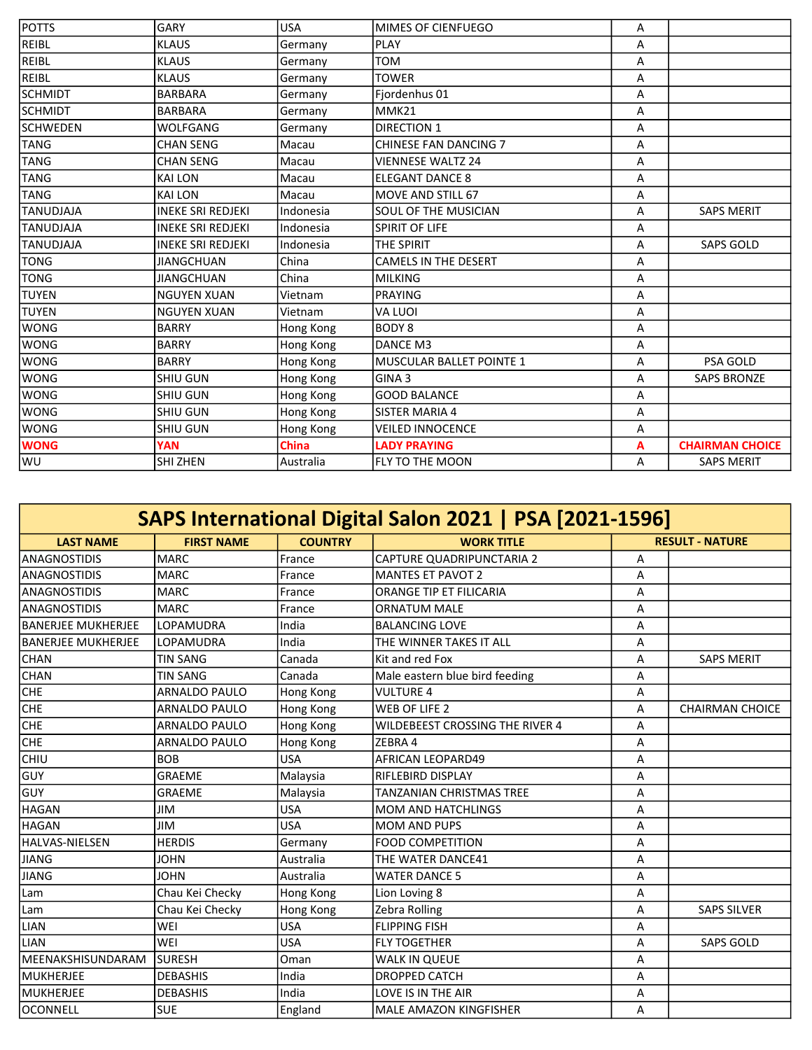| | | | | | |
|---|---|---|---|---|---|
| POTTS | GARY | USA | MIMES OF CIENFUEGO | A | |
| REIBL | KLAUS | Germany | PLAY | A | |
| REIBL | KLAUS | Germany | TOM | A | |
| REIBL | KLAUS | Germany | TOWER | A | |
| SCHMIDT | BARBARA | Germany | Fjordenhus 01 | A | |
| SCHMIDT | BARBARA | Germany | MMK21 | A | |
| SCHWEDEN | WOLFGANG | Germany | DIRECTION 1 | A | |
| TANG | CHAN SENG | Macau | CHINESE FAN DANCING 7 | A | |
| TANG | CHAN SENG | Macau | VIENNESE WALTZ 24 | A | |
| TANG | KAI LON | Macau | ELEGANT DANCE 8 | A | |
| TANG | KAI LON | Macau | MOVE AND STILL 67 | A | |
| TANUDJAJA | INEKE SRI REDJEKI | Indonesia | SOUL OF THE MUSICIAN | A | SAPS MERIT |
| TANUDJAJA | INEKE SRI REDJEKI | Indonesia | SPIRIT OF LIFE | A | |
| TANUDJAJA | INEKE SRI REDJEKI | Indonesia | THE SPIRIT | A | SAPS GOLD |
| TONG | JIANGCHUAN | China | CAMELS IN THE DESERT | A | |
| TONG | JIANGCHUAN | China | MILKING | A | |
| TUYEN | NGUYEN XUAN | Vietnam | PRAYING | A | |
| TUYEN | NGUYEN XUAN | Vietnam | VA LUOI | A | |
| WONG | BARRY | Hong Kong | BODY 8 | A | |
| WONG | BARRY | Hong Kong | DANCE M3 | A | |
| WONG | BARRY | Hong Kong | MUSCULAR BALLET POINTE 1 | A | PSA GOLD |
| WONG | SHIU GUN | Hong Kong | GINA 3 | A | SAPS BRONZE |
| WONG | SHIU GUN | Hong Kong | GOOD BALANCE | A | |
| WONG | SHIU GUN | Hong Kong | SISTER MARIA 4 | A | |
| WONG | SHIU GUN | Hong Kong | VEILED INNOCENCE | A | |
| **WONG** | **YAN** | **China** | **LADY PRAYING** | **A** | **CHAIRMAN CHOICE** |
| WU | SHI ZHEN | Australia | FLY TO THE MOON | A | SAPS MERIT |

## SAPS International Digital Salon 2021 | PSA [2021-1596]

| LAST NAME | FIRST NAME | COUNTRY | WORK TITLE | RESULT - NATURE | |
|---|---|---|---|---|---|
| ANAGNOSTIDIS | MARC | France | CAPTURE QUADRIPUNCTARIA 2 | A | |
| ANAGNOSTIDIS | MARC | France | MANTES ET PAVOT 2 | A | |
| ANAGNOSTIDIS | MARC | France | ORANGE TIP ET FILICARIA | A | |
| ANAGNOSTIDIS | MARC | France | ORNATUM MALE | A | |
| BANERJEE MUKHERJEE | LOPAMUDRA | India | BALANCING LOVE | A | |
| BANERJEE MUKHERJEE | LOPAMUDRA | India | THE WINNER TAKES IT ALL | A | |
| CHAN | TIN SANG | Canada | Kit and red Fox | A | SAPS MERIT |
| CHAN | TIN SANG | Canada | Male eastern blue bird feeding | A | |
| CHE | ARNALDO PAULO | Hong Kong | VULTURE 4 | A | |
| CHE | ARNALDO PAULO | Hong Kong | WEB OF LIFE 2 | A | CHAIRMAN CHOICE |
| CHE | ARNALDO PAULO | Hong Kong | WILDEBEEST CROSSING THE RIVER 4 | A | |
| CHE | ARNALDO PAULO | Hong Kong | ZEBRA 4 | A | |
| CHIU | BOB | USA | AFRICAN LEOPARD49 | A | |
| GUY | GRAEME | Malaysia | RIFLEBIRD DISPLAY | A | |
| GUY | GRAEME | Malaysia | TANZANIAN CHRISTMAS TREE | A | |
| HAGAN | JIM | USA | MOM AND HATCHLINGS | A | |
| HAGAN | JIM | USA | MOM AND PUPS | A | |
| HALVAS-NIELSEN | HERDIS | Germany | FOOD COMPETITION | A | |
| JIANG | JOHN | Australia | THE WATER DANCE41 | A | |
| JIANG | JOHN | Australia | WATER DANCE 5 | A | |
| Lam | Chau Kei Checky | Hong Kong | Lion Loving 8 | A | |
| Lam | Chau Kei Checky | Hong Kong | Zebra Rolling | A | SAPS SILVER |
| LIAN | WEI | USA | FLIPPING FISH | A | |
| LIAN | WEI | USA | FLY TOGETHER | A | SAPS GOLD |
| MEENAKSHISUNDARAM | SURESH | Oman | WALK IN QUEUE | A | |
| MUKHERJEE | DEBASHIS | India | DROPPED CATCH | A | |
| MUKHERJEE | DEBASHIS | India | LOVE IS IN THE AIR | A | |
| OCONNELL | SUE | England | MALE AMAZON KINGFISHER | A | |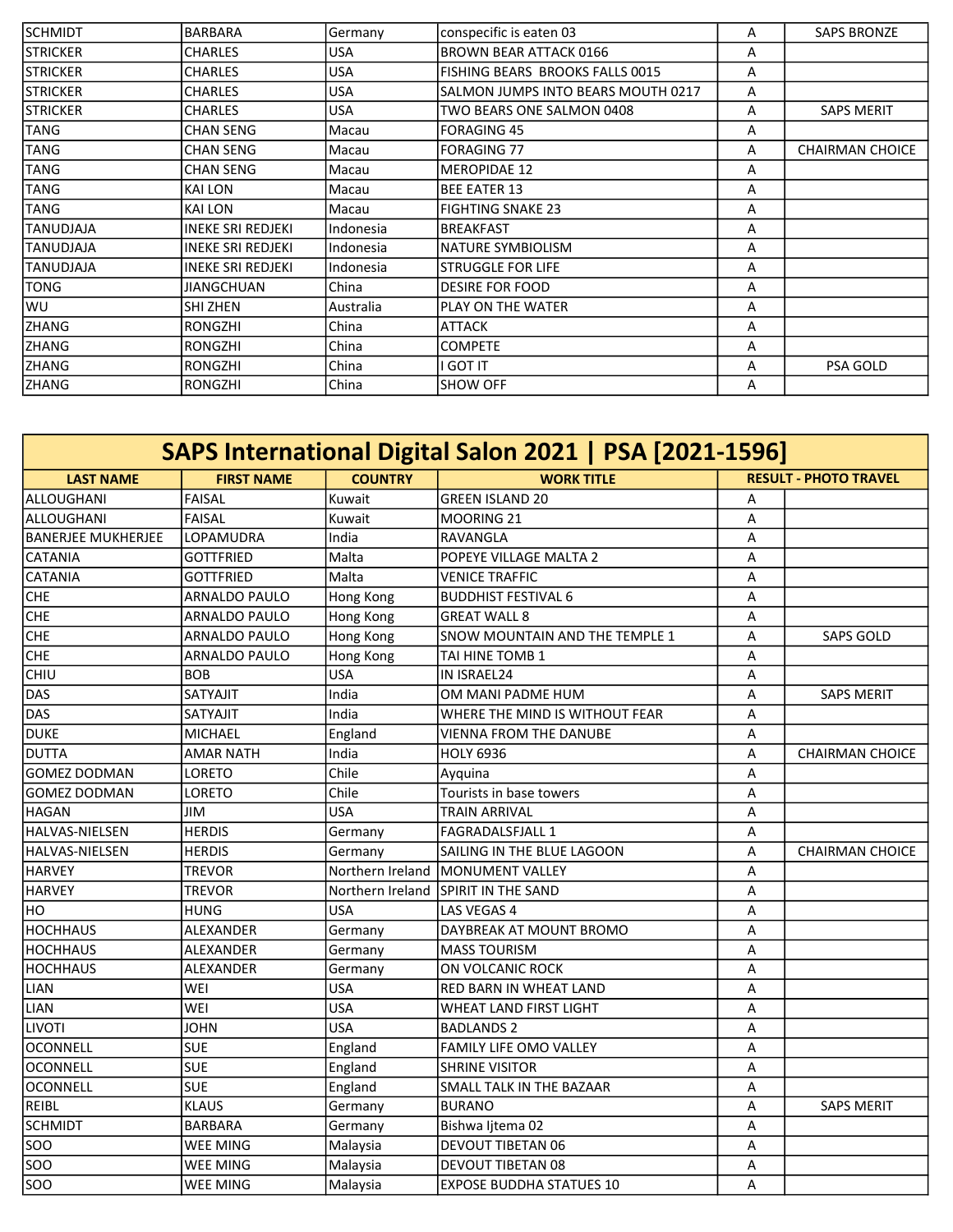| SCHMIDT | BARBARA | Germany | conspecific is eaten 03 | A | SAPS BRONZE |
|---|---|---|---|---|---|
| STRICKER | CHARLES | USA | BROWN BEAR ATTACK 0166 | A | |
| STRICKER | CHARLES | USA | FISHING BEARS BROOKS FALLS 0015 | A | |
| STRICKER | CHARLES | USA | SALMON JUMPS INTO BEARS MOUTH 0217 | A | |
| STRICKER | CHARLES | USA | TWO BEARS ONE SALMON 0408 | A | SAPS MERIT |
| TANG | CHAN SENG | Macau | FORAGING 45 | A | |
| TANG | CHAN SENG | Macau | FORAGING 77 | A | CHAIRMAN CHOICE |
| TANG | CHAN SENG | Macau | MEROPIDAE 12 | A | |
| TANG | KAI LON | Macau | BEE EATER 13 | A | |
| TANG | KAI LON | Macau | FIGHTING SNAKE 23 | A | |
| TANUDJAJA | INEKE SRI REDJEKI | Indonesia | BREAKFAST | A | |
| TANUDJAJA | INEKE SRI REDJEKI | Indonesia | NATURE SYMBIOLISM | A | |
| TANUDJAJA | INEKE SRI REDJEKI | Indonesia | STRUGGLE FOR LIFE | A | |
| TONG | JIANGCHUAN | China | DESIRE FOR FOOD | A | |
| WU | SHI ZHEN | Australia | PLAY ON THE WATER | A | |
| ZHANG | RONGZHI | China | ATTACK | A | |
| ZHANG | RONGZHI | China | COMPETE | A | |
| ZHANG | RONGZHI | China | I GOT IT | A | PSA GOLD |
| ZHANG | RONGZHI | China | SHOW OFF | A | |

## SAPS International Digital Salon 2021 | PSA [2021-1596]

| LAST NAME | FIRST NAME | COUNTRY | WORK TITLE | RESULT - PHOTO TRAVEL | |
|---|---|---|---|---|---|
| ALLOUGHANI | FAISAL | Kuwait | GREEN ISLAND 20 | A | |
| ALLOUGHANI | FAISAL | Kuwait | MOORING 21 | A | |
| BANERJEE MUKHERJEE | LOPAMUDRA | India | RAVANGLA | A | |
| CATANIA | GOTTFRIED | Malta | POPEYE VILLAGE MALTA 2 | A | |
| CATANIA | GOTTFRIED | Malta | VENICE TRAFFIC | A | |
| CHE | ARNALDO PAULO | Hong Kong | BUDDHIST FESTIVAL 6 | A | |
| CHE | ARNALDO PAULO | Hong Kong | GREAT WALL 8 | A | |
| CHE | ARNALDO PAULO | Hong Kong | SNOW MOUNTAIN AND THE TEMPLE 1 | A | SAPS GOLD |
| CHE | ARNALDO PAULO | Hong Kong | TAI HINE TOMB 1 | A | |
| CHIU | BOB | USA | IN ISRAEL24 | A | |
| DAS | SATYAJIT | India | OM MANI PADME HUM | A | SAPS MERIT |
| DAS | SATYAJIT | India | WHERE THE MIND IS WITHOUT FEAR | A | |
| DUKE | MICHAEL | England | VIENNA FROM THE DANUBE | A | |
| DUTTA | AMAR NATH | India | HOLY 6936 | A | CHAIRMAN CHOICE |
| GOMEZ DODMAN | LORETO | Chile | Ayquina | A | |
| GOMEZ DODMAN | LORETO | Chile | Tourists in base towers | A | |
| HAGAN | JIM | USA | TRAIN ARRIVAL | A | |
| HALVAS-NIELSEN | HERDIS | Germany | FAGRADALSFJALL 1 | A | |
| HALVAS-NIELSEN | HERDIS | Germany | SAILING IN THE BLUE LAGOON | A | CHAIRMAN CHOICE |
| HARVEY | TREVOR | Northern Ireland | MONUMENT VALLEY | A | |
| HARVEY | TREVOR | Northern Ireland | SPIRIT IN THE SAND | A | |
| HO | HUNG | USA | LAS VEGAS 4 | A | |
| HOCHHAUS | ALEXANDER | Germany | DAYBREAK AT MOUNT BROMO | A | |
| HOCHHAUS | ALEXANDER | Germany | MASS TOURISM | A | |
| HOCHHAUS | ALEXANDER | Germany | ON VOLCANIC ROCK | A | |
| LIAN | WEI | USA | RED BARN IN WHEAT LAND | A | |
| LIAN | WEI | USA | WHEAT LAND FIRST LIGHT | A | |
| LIVOTI | JOHN | USA | BADLANDS 2 | A | |
| OCONNELL | SUE | England | FAMILY LIFE OMO VALLEY | A | |
| OCONNELL | SUE | England | SHRINE VISITOR | A | |
| OCONNELL | SUE | England | SMALL TALK IN THE BAZAAR | A | |
| REIBL | KLAUS | Germany | BURANO | A | SAPS MERIT |
| SCHMIDT | BARBARA | Germany | Bishwa Ijtema 02 | A | |
| SOO | WEE MING | Malaysia | DEVOUT TIBETAN 06 | A | |
| SOO | WEE MING | Malaysia | DEVOUT TIBETAN 08 | A | |
| SOO | WEE MING | Malaysia | EXPOSE BUDDHA STATUES 10 | A | |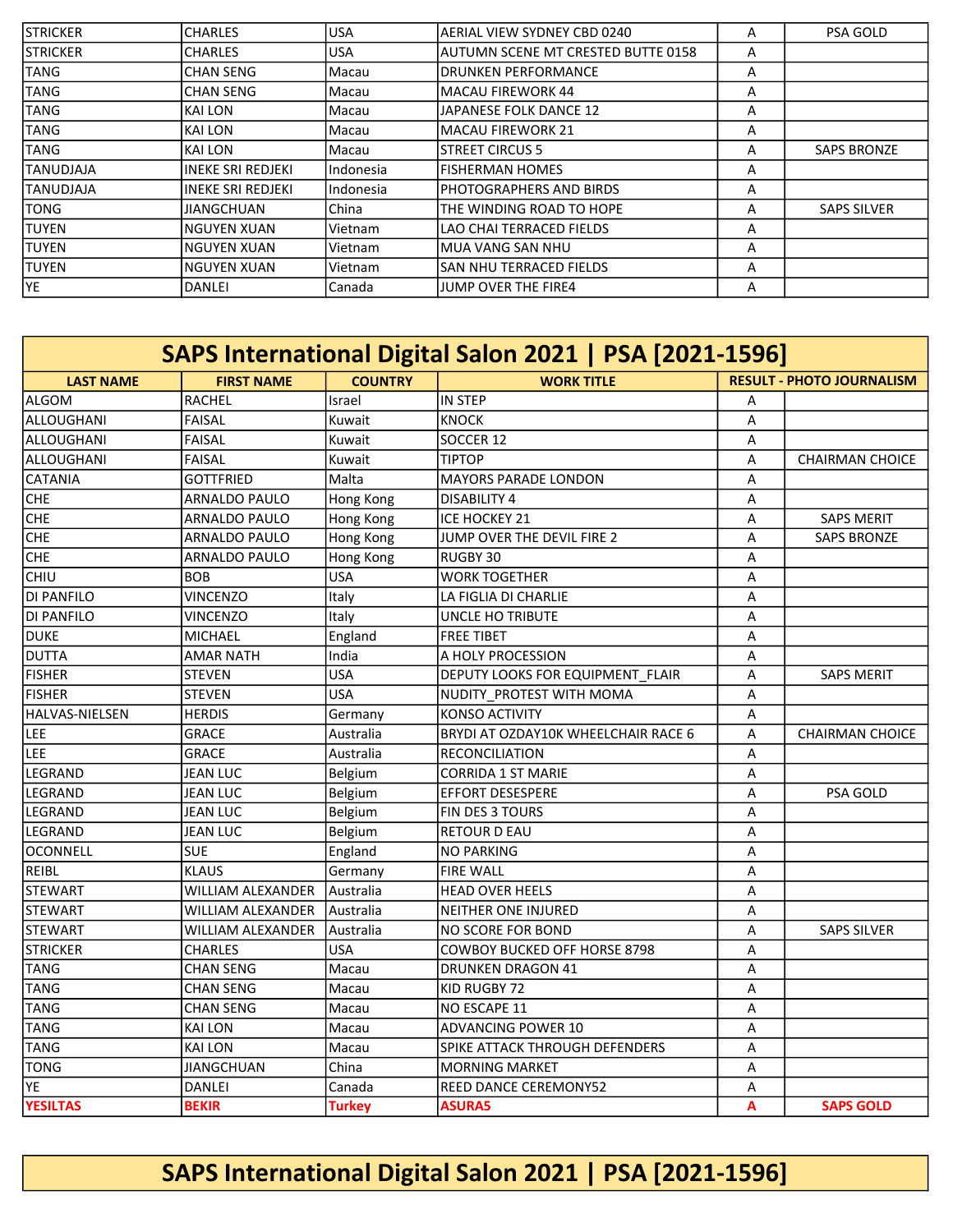| | | | | | |
|---|---|---|---|---|---|
| STRICKER | CHARLES | USA | AERIAL VIEW SYDNEY CBD 0240 | A | PSA GOLD |
| STRICKER | CHARLES | USA | AUTUMN SCENE MT CRESTED BUTTE 0158 | A | |
| TANG | CHAN SENG | Macau | DRUNKEN PERFORMANCE | A | |
| TANG | CHAN SENG | Macau | MACAU FIREWORK 44 | A | |
| TANG | KAI LON | Macau | JAPANESE FOLK DANCE 12 | A | |
| TANG | KAI LON | Macau | MACAU FIREWORK 21 | A | |
| TANG | KAI LON | Macau | STREET CIRCUS 5 | A | SAPS BRONZE |
| TANUDJAJA | INEKE SRI REDJEKI | Indonesia | FISHERMAN HOMES | A | |
| TANUDJAJA | INEKE SRI REDJEKI | Indonesia | PHOTOGRAPHERS AND BIRDS | A | |
| TONG | JIANGCHUAN | China | THE WINDING ROAD TO HOPE | A | SAPS SILVER |
| TUYEN | NGUYEN XUAN | Vietnam | LAO CHAI TERRACED FIELDS | A | |
| TUYEN | NGUYEN XUAN | Vietnam | MUA VANG SAN NHU | A | |
| TUYEN | NGUYEN XUAN | Vietnam | SAN NHU TERRACED FIELDS | A | |
| YE | DANLEI | Canada | JUMP OVER THE FIRE4 | A | |

## SAPS International Digital Salon 2021 | PSA [2021-1596]

| LAST NAME | FIRST NAME | COUNTRY | WORK TITLE | RESULT - PHOTO JOURNALISM | |
|---|---|---|---|---|---|
| ALGOM | RACHEL | Israel | IN STEP | A | |
| ALLOUGHANI | FAISAL | Kuwait | KNOCK | A | |
| ALLOUGHANI | FAISAL | Kuwait | SOCCER 12 | A | |
| ALLOUGHANI | FAISAL | Kuwait | TIPTOP | A | CHAIRMAN CHOICE |
| CATANIA | GOTTFRIED | Malta | MAYORS PARADE LONDON | A | |
| CHE | ARNALDO PAULO | Hong Kong | DISABILITY 4 | A | |
| CHE | ARNALDO PAULO | Hong Kong | ICE HOCKEY 21 | A | SAPS MERIT |
| CHE | ARNALDO PAULO | Hong Kong | JUMP OVER THE DEVIL FIRE 2 | A | SAPS BRONZE |
| CHE | ARNALDO PAULO | Hong Kong | RUGBY 30 | A | |
| CHIU | BOB | USA | WORK TOGETHER | A | |
| DI PANFILO | VINCENZO | Italy | LA FIGLIA DI CHARLIE | A | |
| DI PANFILO | VINCENZO | Italy | UNCLE HO TRIBUTE | A | |
| DUKE | MICHAEL | England | FREE TIBET | A | |
| DUTTA | AMAR NATH | India | A HOLY PROCESSION | A | |
| FISHER | STEVEN | USA | DEPUTY LOOKS FOR EQUIPMENT_FLAIR | A | SAPS MERIT |
| FISHER | STEVEN | USA | NUDITY_PROTEST WITH MOMA | A | |
| HALVAS-NIELSEN | HERDIS | Germany | KONSO ACTIVITY | A | |
| LEE | GRACE | Australia | BRYDI AT OZDAY10K WHEELCHAIR RACE 6 | A | CHAIRMAN CHOICE |
| LEE | GRACE | Australia | RECONCILIATION | A | |
| LEGRAND | JEAN LUC | Belgium | CORRIDA 1 ST MARIE | A | |
| LEGRAND | JEAN LUC | Belgium | EFFORT DESESPERE | A | PSA GOLD |
| LEGRAND | JEAN LUC | Belgium | FIN DES 3 TOURS | A | |
| LEGRAND | JEAN LUC | Belgium | RETOUR D EAU | A | |
| OCONNELL | SUE | England | NO PARKING | A | |
| REIBL | KLAUS | Germany | FIRE WALL | A | |
| STEWART | WILLIAM ALEXANDER | Australia | HEAD OVER HEELS | A | |
| STEWART | WILLIAM ALEXANDER | Australia | NEITHER ONE INJURED | A | |
| STEWART | WILLIAM ALEXANDER | Australia | NO SCORE FOR BOND | A | SAPS SILVER |
| STRICKER | CHARLES | USA | COWBOY BUCKED OFF HORSE 8798 | A | |
| TANG | CHAN SENG | Macau | DRUNKEN DRAGON 41 | A | |
| TANG | CHAN SENG | Macau | KID RUGBY 72 | A | |
| TANG | CHAN SENG | Macau | NO ESCAPE 11 | A | |
| TANG | KAI LON | Macau | ADVANCING POWER 10 | A | |
| TANG | KAI LON | Macau | SPIKE ATTACK THROUGH DEFENDERS | A | |
| TONG | JIANGCHUAN | China | MORNING MARKET | A | |
| YE | DANLEI | Canada | REED DANCE CEREMONY52 | A | |
| YESILTAS | BEKIR | Turkey | ASURA5 | A | SAPS GOLD |

## SAPS International Digital Salon 2021 | PSA [2021-1596]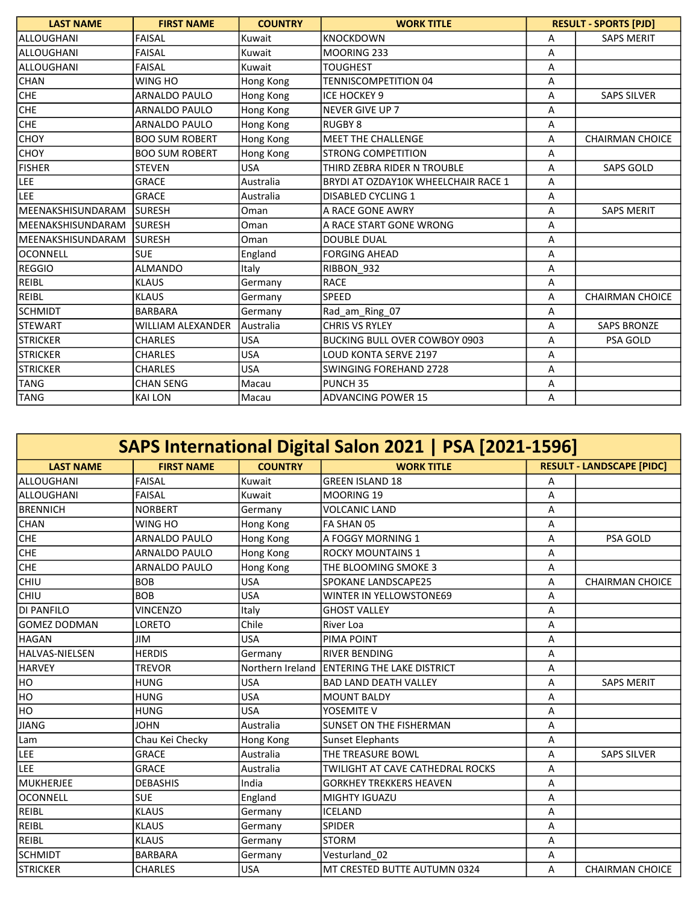| LAST NAME | FIRST NAME | COUNTRY | WORK TITLE | RESULT - SPORTS [PJD] | |
|---|---|---|---|---|---|
| ALLOUGHANI | FAISAL | Kuwait | KNOCKDOWN | A | SAPS MERIT |
| ALLOUGHANI | FAISAL | Kuwait | MOORING 233 | A | |
| ALLOUGHANI | FAISAL | Kuwait | TOUGHEST | A | |
| CHAN | WING HO | Hong Kong | TENNISCOMPETITION 04 | A | |
| CHE | ARNALDO PAULO | Hong Kong | ICE HOCKEY 9 | A | SAPS SILVER |
| CHE | ARNALDO PAULO | Hong Kong | NEVER GIVE UP 7 | A | |
| CHE | ARNALDO PAULO | Hong Kong | RUGBY 8 | A | |
| CHOY | BOO SUM ROBERT | Hong Kong | MEET THE CHALLENGE | A | CHAIRMAN CHOICE |
| CHOY | BOO SUM ROBERT | Hong Kong | STRONG COMPETITION | A | |
| FISHER | STEVEN | USA | THIRD ZEBRA RIDER N TROUBLE | A | SAPS GOLD |
| LEE | GRACE | Australia | BRYDI AT OZDAY10K WHEELCHAIR RACE 1 | A | |
| LEE | GRACE | Australia | DISABLED CYCLING 1 | A | |
| MEENAKSHISUNDARAM | SURESH | Oman | A RACE GONE AWRY | A | SAPS MERIT |
| MEENAKSHISUNDARAM | SURESH | Oman | A RACE START GONE WRONG | A | |
| MEENAKSHISUNDARAM | SURESH | Oman | DOUBLE DUAL | A | |
| OCONNELL | SUE | England | FORGING AHEAD | A | |
| REGGIO | ALMANDO | Italy | RIBBON_932 | A | |
| REIBL | KLAUS | Germany | RACE | A | |
| REIBL | KLAUS | Germany | SPEED | A | CHAIRMAN CHOICE |
| SCHMIDT | BARBARA | Germany | Rad_am_Ring_07 | A | |
| STEWART | WILLIAM ALEXANDER | Australia | CHRIS VS RYLEY | A | SAPS BRONZE |
| STRICKER | CHARLES | USA | BUCKING BULL OVER COWBOY 0903 | A | PSA GOLD |
| STRICKER | CHARLES | USA | LOUD KONTA SERVE 2197 | A | |
| STRICKER | CHARLES | USA | SWINGING FOREHAND 2728 | A | |
| TANG | CHAN SENG | Macau | PUNCH 35 | A | |
| TANG | KAI LON | Macau | ADVANCING POWER 15 | A | |

## SAPS International Digital Salon 2021 | PSA [2021-1596]

| LAST NAME | FIRST NAME | COUNTRY | WORK TITLE | RESULT - LANDSCAPE [PIDC] | |
|---|---|---|---|---|---|
| ALLOUGHANI | FAISAL | Kuwait | GREEN ISLAND 18 | A | |
| ALLOUGHANI | FAISAL | Kuwait | MOORING 19 | A | |
| BRENNICH | NORBERT | Germany | VOLCANIC LAND | A | |
| CHAN | WING HO | Hong Kong | FA SHAN 05 | A | |
| CHE | ARNALDO PAULO | Hong Kong | A FOGGY MORNING 1 | A | PSA GOLD |
| CHE | ARNALDO PAULO | Hong Kong | ROCKY MOUNTAINS 1 | A | |
| CHE | ARNALDO PAULO | Hong Kong | THE BLOOMING SMOKE 3 | A | |
| CHIU | BOB | USA | SPOKANE LANDSCAPE25 | A | CHAIRMAN CHOICE |
| CHIU | BOB | USA | WINTER IN YELLOWSTONE69 | A | |
| DI PANFILO | VINCENZO | Italy | GHOST VALLEY | A | |
| GOMEZ DODMAN | LORETO | Chile | River Loa | A | |
| HAGAN | JIM | USA | PIMA POINT | A | |
| HALVAS-NIELSEN | HERDIS | Germany | RIVER BENDING | A | |
| HARVEY | TREVOR | Northern Ireland | ENTERING THE LAKE DISTRICT | A | |
| HO | HUNG | USA | BAD LAND DEATH VALLEY | A | SAPS MERIT |
| HO | HUNG | USA | MOUNT BALDY | A | |
| HO | HUNG | USA | YOSEMITE V | A | |
| JIANG | JOHN | Australia | SUNSET ON THE FISHERMAN | A | |
| Lam | Chau Kei Checky | Hong Kong | Sunset Elephants | A | |
| LEE | GRACE | Australia | THE TREASURE BOWL | A | SAPS SILVER |
| LEE | GRACE | Australia | TWILIGHT AT CAVE CATHEDRAL ROCKS | A | |
| MUKHERJEE | DEBASHIS | India | GORKHEY TREKKERS HEAVEN | A | |
| OCONNELL | SUE | England | MIGHTY IGUAZU | A | |
| REIBL | KLAUS | Germany | ICELAND | A | |
| REIBL | KLAUS | Germany | SPIDER | A | |
| REIBL | KLAUS | Germany | STORM | A | |
| SCHMIDT | BARBARA | Germany | Vesturland_02 | A | |
| STRICKER | CHARLES | USA | MT CRESTED BUTTE AUTUMN 0324 | A | CHAIRMAN CHOICE |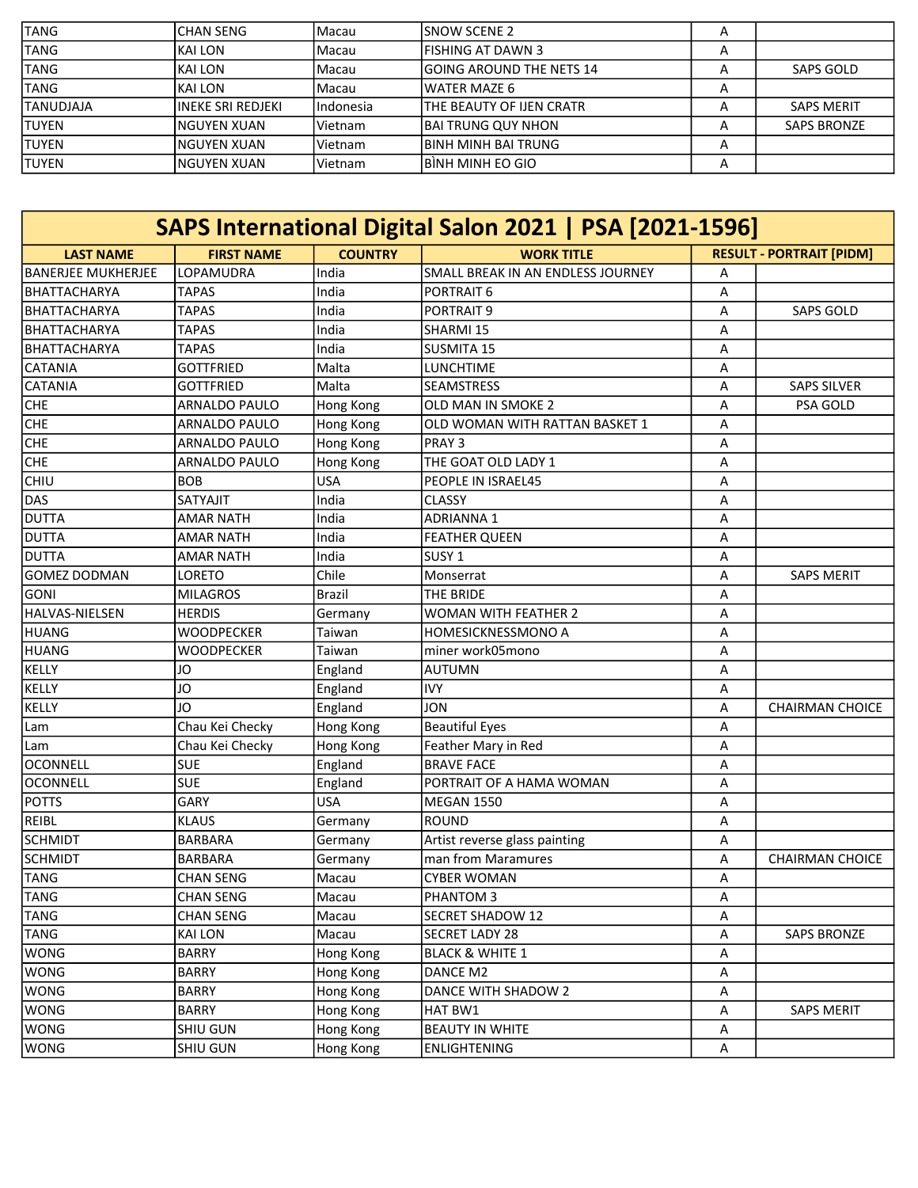| | | | | | |
|---|---|---|---|---|---|
| TANG | CHAN SENG | Macau | SNOW SCENE 2 | A | |
| TANG | KAI LON | Macau | FISHING AT DAWN 3 | A | |
| TANG | KAI LON | Macau | GOING AROUND THE NETS 14 | A | SAPS GOLD |
| TANG | KAI LON | Macau | WATER MAZE 6 | A | |
| TANUDJAJA | INEKE SRI REDJEKI | Indonesia | THE BEAUTY OF IJEN CRATR | A | SAPS MERIT |
| TUYEN | NGUYEN XUAN | Vietnam | BAI TRUNG QUY NHON | A | SAPS BRONZE |
| TUYEN | NGUYEN XUAN | Vietnam | BINH MINH BAI TRUNG | A | |
| TUYEN | NGUYEN XUAN | Vietnam | BÌNH MINH EO GIO | A | |

## SAPS International Digital Salon 2021 | PSA [2021-1596]

| LAST NAME | FIRST NAME | COUNTRY | WORK TITLE | RESULT - PORTRAIT [PIDM] | |
|---|---|---|---|---|---|
| BANERJEE MUKHERJEE | LOPAMUDRA | India | SMALL BREAK IN AN ENDLESS JOURNEY | A | |
| BHATTACHARYA | TAPAS | India | PORTRAIT 6 | A | |
| BHATTACHARYA | TAPAS | India | PORTRAIT 9 | A | SAPS GOLD |
| BHATTACHARYA | TAPAS | India | SHARMI 15 | A | |
| BHATTACHARYA | TAPAS | India | SUSMITA 15 | A | |
| CATANIA | GOTTFRIED | Malta | LUNCHTIME | A | |
| CATANIA | GOTTFRIED | Malta | SEAMSTRESS | A | SAPS SILVER |
| CHE | ARNALDO PAULO | Hong Kong | OLD MAN IN SMOKE 2 | A | PSA GOLD |
| CHE | ARNALDO PAULO | Hong Kong | OLD WOMAN WITH RATTAN BASKET 1 | A | |
| CHE | ARNALDO PAULO | Hong Kong | PRAY 3 | A | |
| CHE | ARNALDO PAULO | Hong Kong | THE GOAT OLD LADY 1 | A | |
| CHIU | BOB | USA | PEOPLE IN ISRAEL45 | A | |
| DAS | SATYAJIT | India | CLASSY | A | |
| DUTTA | AMAR NATH | India | ADRIANNA 1 | A | |
| DUTTA | AMAR NATH | India | FEATHER QUEEN | A | |
| DUTTA | AMAR NATH | India | SUSY 1 | A | |
| GOMEZ DODMAN | LORETO | Chile | Monserrat | A | SAPS MERIT |
| GONI | MILAGROS | Brazil | THE BRIDE | A | |
| HALVAS-NIELSEN | HERDIS | Germany | WOMAN WITH FEATHER 2 | A | |
| HUANG | WOODPECKER | Taiwan | HOMESICKNESSMONO A | A | |
| HUANG | WOODPECKER | Taiwan | miner work05mono | A | |
| KELLY | JO | England | AUTUMN | A | |
| KELLY | JO | England | IVY | A | |
| KELLY | JO | England | JON | A | CHAIRMAN CHOICE |
| Lam | Chau Kei Checky | Hong Kong | Beautiful Eyes | A | |
| Lam | Chau Kei Checky | Hong Kong | Feather Mary in Red | A | |
| OCONNELL | SUE | England | BRAVE FACE | A | |
| OCONNELL | SUE | England | PORTRAIT OF A HAMA WOMAN | A | |
| POTTS | GARY | USA | MEGAN 1550 | A | |
| REIBL | KLAUS | Germany | ROUND | A | |
| SCHMIDT | BARBARA | Germany | Artist reverse glass painting | A | |
| SCHMIDT | BARBARA | Germany | man from Maramures | A | CHAIRMAN CHOICE |
| TANG | CHAN SENG | Macau | CYBER WOMAN | A | |
| TANG | CHAN SENG | Macau | PHANTOM 3 | A | |
| TANG | CHAN SENG | Macau | SECRET SHADOW 12 | A | |
| TANG | KAI LON | Macau | SECRET LADY 28 | A | SAPS BRONZE |
| WONG | BARRY | Hong Kong | BLACK & WHITE 1 | A | |
| WONG | BARRY | Hong Kong | DANCE M2 | A | |
| WONG | BARRY | Hong Kong | DANCE WITH SHADOW 2 | A | |
| WONG | BARRY | Hong Kong | HAT BW1 | A | SAPS MERIT |
| WONG | SHIU GUN | Hong Kong | BEAUTY IN WHITE | A | |
| WONG | SHIU GUN | Hong Kong | ENLIGHTENING | A | |